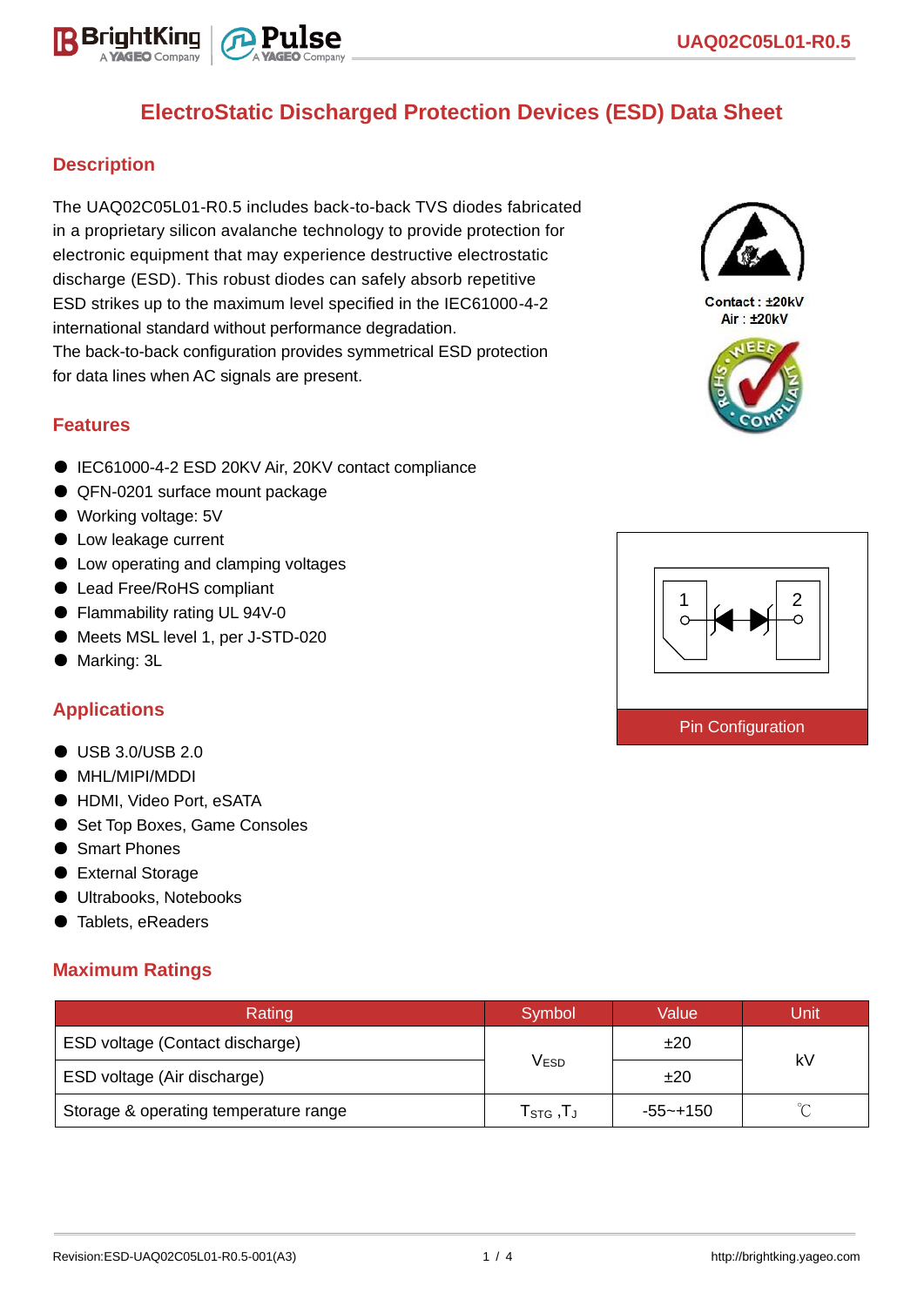# ElectroStatic Discharged Protection Devices (ESD) Data Sheet

## Description

The UAQ02C05L01-R0.5 includes back-to-back TVS diodes fabricated in a proprietary silicon avalanche technology to provide protection for electronic equipment that may experience destructive electrostatic discharge (ESD). This robust diodes can safely absorb repetitive ESD strikes up to the maximum level specified in the IEC61000-4-2 international standard without performance degradation.
The back-to-back configuration provides symmetrical ESD protection for data lines when AC signals are present.

Contact : ±20kV
Air : ±20kV

## Features

- IEC61000-4-2 ESD 20KV Air, 20KV contact compliance
- QFN-0201 surface mount package
- Working voltage: 5V
- Low leakage current
- Low operating and clamping voltages
- Lead Free/RoHS compliant
- Flammability rating UL 94V-0
- Meets MSL level 1, per J-STD-020
- Marking: 3L

Pin Configuration

## Applications

- USB 3.0/USB 2.0
- MHL/MIPI/MDDI
- HDMI, Video Port, eSATA
- Set Top Boxes, Game Consoles
- Smart Phones
- External Storage
- Ultrabooks, Notebooks
- Tablets, eReaders

## Maximum Ratings

| Rating | Symbol | Value | Unit |
|---|---|---|---|
| ESD voltage (Contact discharge) | $V_{ESD}$ | ±20 | kV |
| ESD voltage (Air discharge) | | ±20 | |
| Storage & operating temperature range | $T_{STG}$ ,$T_J$ | -55~+150 | ℃ |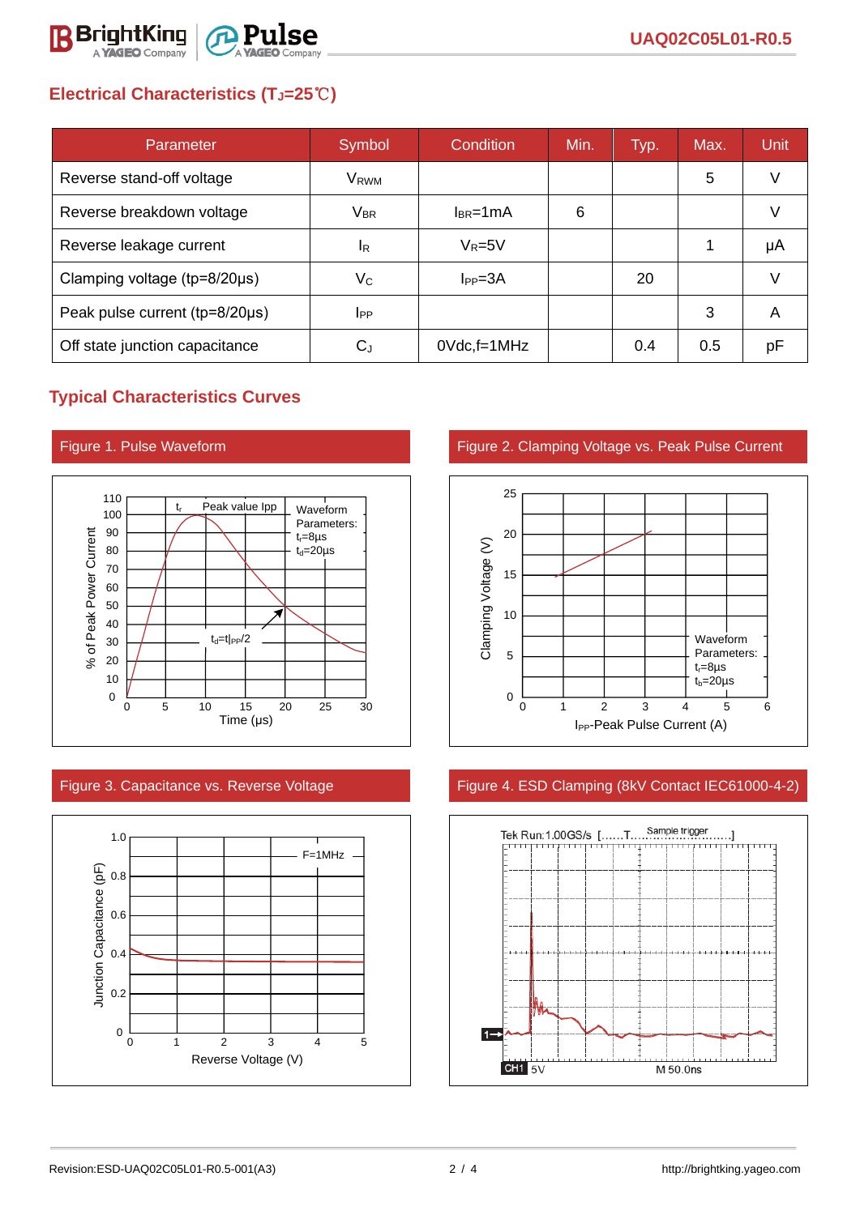## Electrical Characteristics ($T_J$=25℃)

| Parameter | Symbol | Condition | Min. | Typ. | Max. | Unit |
|---|---|---|---|---|---|---|
| Reverse stand-off voltage | $V_{RWM}$ | | | | 5 | V |
| Reverse breakdown voltage | $V_{BR}$ | $I_{BR}$=1mA | 6 | | | V |
| Reverse leakage current | $I_R$ | $V_R$=5V | | | 1 | μA |
| Clamping voltage (tp=8/20μs) | $V_C$ | $I_{PP}$=3A | | 20 | | V |
| Peak pulse current (tp=8/20μs) | $I_{PP}$ | | | | 3 | A |
| Off state junction capacitance | $C_J$ | 0Vdc,f=1MHz | | 0.4 | 0.5 | pF |

## Typical Characteristics Curves

Figure 1. Pulse Waveform

Figure 2. Clamping Voltage vs. Peak Pulse Current

Figure 3. Capacitance vs. Reverse Voltage

Figure 4. ESD Clamping (8kV Contact IEC61000-4-2)

Revision:ESD-UAQ02C05L01-R0.5-001(A3)

http://brightking.yageo.com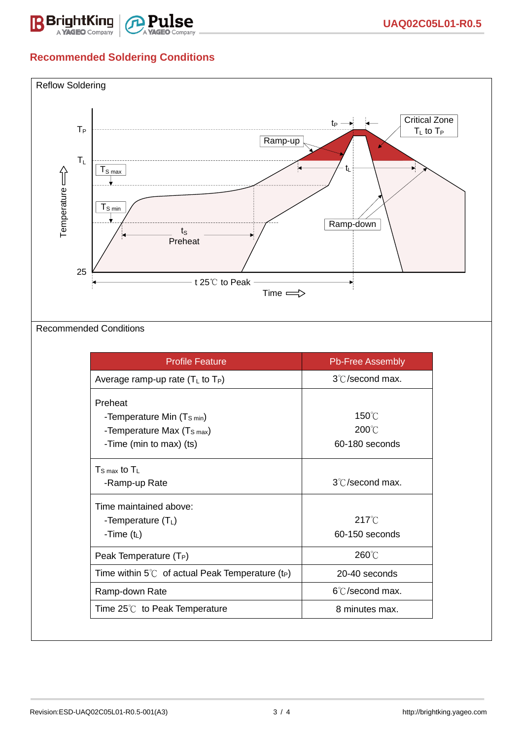## Recommended Soldering Conditions

Reflow Soldering

Recommended Conditions

| Profile Feature | Pb-Free Assembly |
|---|---|
| Average ramp-up rate ($T_L$ to $T_P$) | 3℃/second max. |
| Preheat<br>-Temperature Min ($T_{S\ min}$)<br>-Temperature Max ($T_{S\ max}$)<br>-Time (min to max) (ts) | <br>150℃<br>200℃<br>60-180 seconds |
| $T_{S\ max}$ to $T_L$<br>-Ramp-up Rate | <br>3℃/second max. |
| Time maintained above:<br>-Temperature ($T_L$)<br>-Time ($t_L$) | <br>217℃<br>60-150 seconds |
| Peak Temperature ($T_P$) | 260℃ |
| Time within 5℃ of actual Peak Temperature ($t_P$) | 20-40 seconds |
| Ramp-down Rate | 6℃/second max. |
| Time 25℃ to Peak Temperature | 8 minutes max. |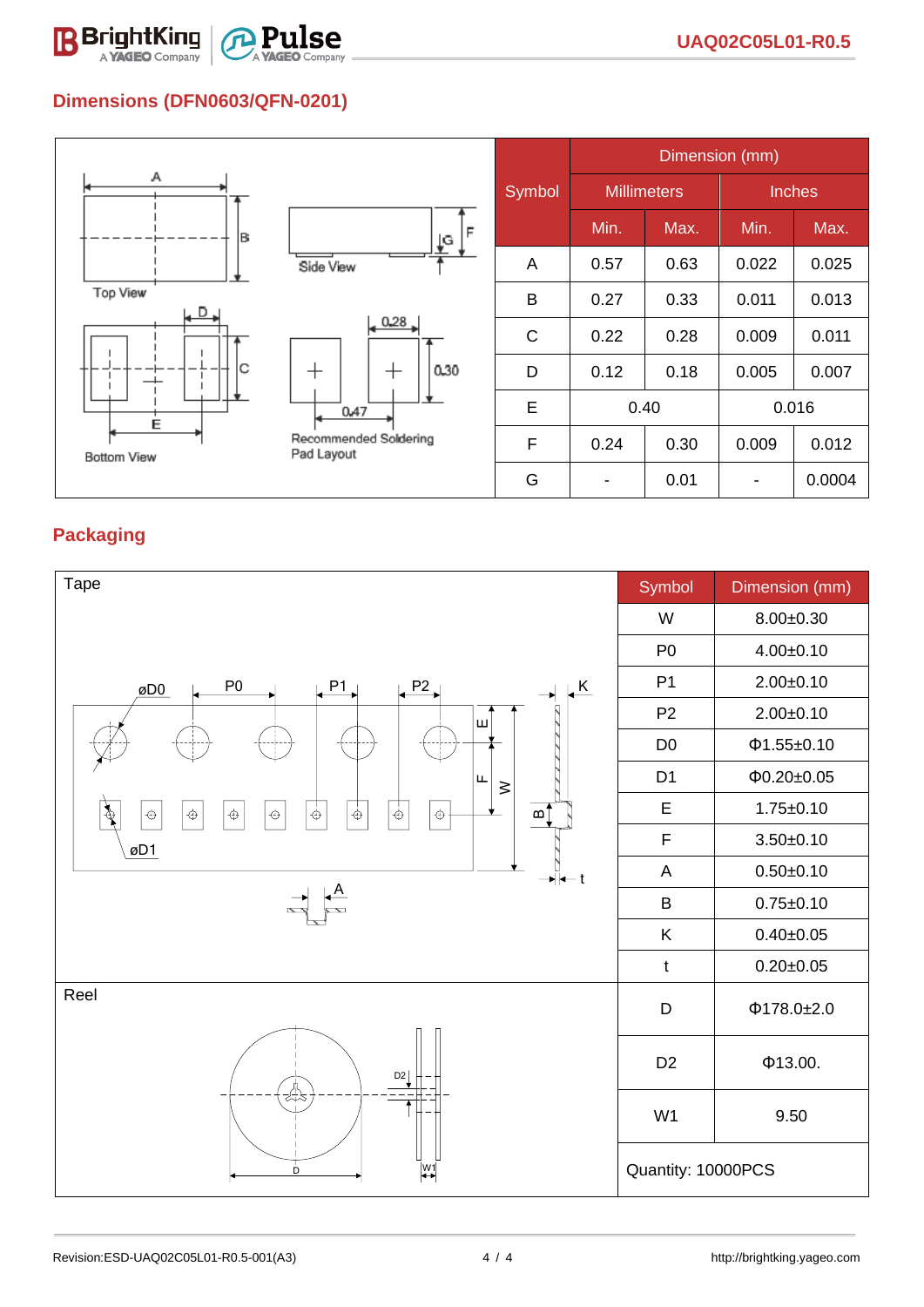## Dimensions (DFN0603/QFN-0201)

Top View

Side View

Bottom View

Recommended Soldering Pad Layout

0.28

0.30

0.47

| Symbol | Dimension (mm) | | | |
|---|---|---|---|---|
| | Millimeters | | Inches | |
| | Min. | Max. | Min. | Max. |
| A | 0.57 | 0.63 | 0.022 | 0.025 |
| B | 0.27 | 0.33 | 0.011 | 0.013 |
| C | 0.22 | 0.28 | 0.009 | 0.011 |
| D | 0.12 | 0.18 | 0.005 | 0.007 |
| E | 0.40 | | 0.016 | |
| F | 0.24 | 0.30 | 0.009 | 0.012 |
| G | - | 0.01 | - | 0.0004 |

## Packaging

Tape

| Symbol | Dimension (mm) |
|---|---|
| W | 8.00±0.30 |
| P0 | 4.00±0.10 |
| P1 | 2.00±0.10 |
| P2 | 2.00±0.10 |
| D0 | Φ1.55±0.10 |
| D1 | Φ0.20±0.05 |
| E | 1.75±0.10 |
| F | 3.50±0.10 |
| A | 0.50±0.10 |
| B | 0.75±0.10 |
| K | 0.40±0.05 |
| t | 0.20±0.05 |

Reel

| Symbol | Dimension (mm) |
|---|---|
| D | Φ178.0±2.0 |
| D2 | Φ13.00. |
| W1 | 9.50 |

Quantity: 10000PCS

Revision:ESD-UAQ02C05L01-R0.5-001(A3)

http://brightking.yageo.com